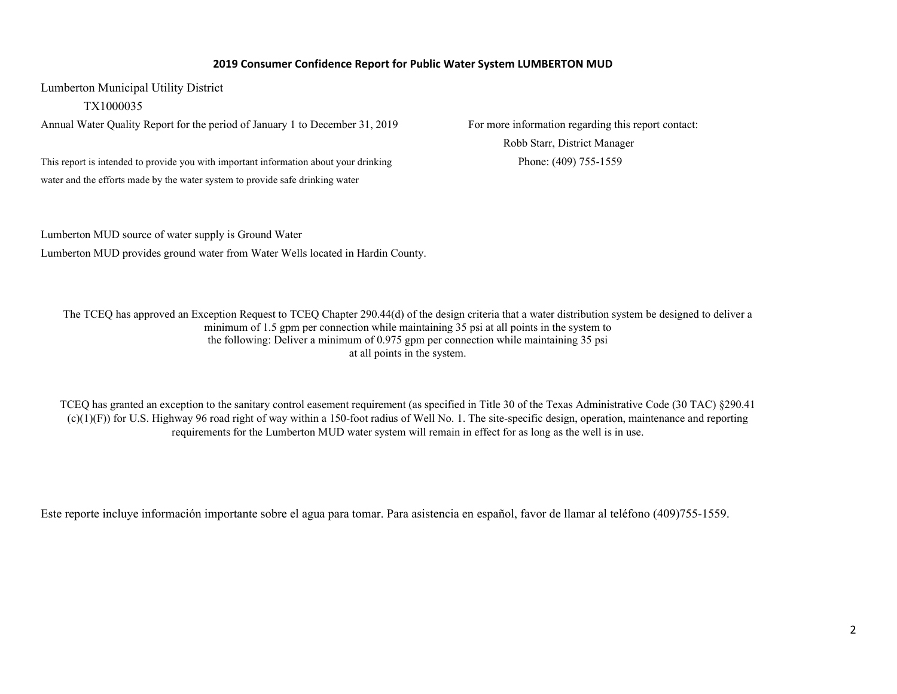# 2019 Consumer Confidence Report for Public Water System LUMBERTON MUD

Lumberton Municipal Utility District

TX1000035

Annual Water Quality Report for the period of January 1 to December 31, 2019

This report is intended to provide you with important information about your drinking water and the efforts made by the water system to provide safe drinking water

For more information regarding this report contact:

Robb Starr, District Manager

Phone: (409) 755-1559

Lumberton MUD source of water supply is Ground Water

Lumberton MUD provides ground water from Water Wells located in Hardin County.

The TCEQ has approved an Exception Request to TCEQ Chapter 290.44(d) of the design criteria that a water distribution system be designed to deliver a minimum of 1.5 gpm per connection while maintaining 35 psi at all points in the system to the following: Deliver a minimum of 0.975 gpm per connection while maintaining 35 psi at all points in the system.

TCEQ has granted an exception to the sanitary control easement requirement (as specified in Title 30 of the Texas Administrative Code (30 TAC) §290.41 (c)(1)(F)) for U.S. Highway 96 road right of way within a 150-foot radius of Well No. 1. The site-specific design, operation, maintenance and reporting requirements for the Lumberton MUD water system will remain in effect for as long as the well is in use.

Este reporte incluye información importante sobre el agua para tomar. Para asistencia en español, favor de llamar al teléfono (409)755-1559.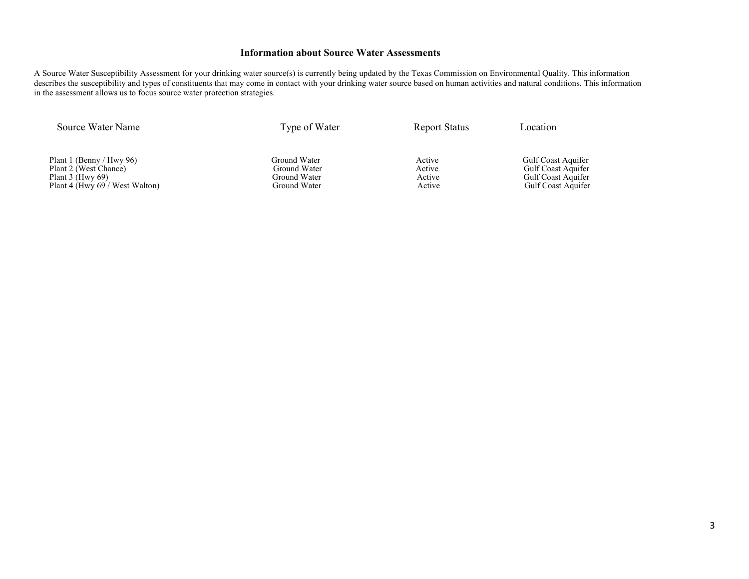## Information about Source Water Assessments

A Source Water Susceptibility Assessment for your drinking water source(s) is currently being updated by the Texas Commission on Environmental Quality. This information describes the susceptibility and types of constituents that may come in contact with your drinking water source based on human activities and natural conditions. This information in the assessment allows us to focus source water protection strategies.

| Source Water Name | Type of Water | Report Status | Location |
|---|---|---|---|
| Plant 1 (Benny / Hwy 96) | Ground Water | Active | Gulf Coast Aquifer |
| Plant 2 (West Chance) | Ground Water | Active | Gulf Coast Aquifer |
| Plant 3 (Hwy 69) | Ground Water | Active | Gulf Coast Aquifer |
| Plant 4 (Hwy 69 / West Walton) | Ground Water | Active | Gulf Coast Aquifer |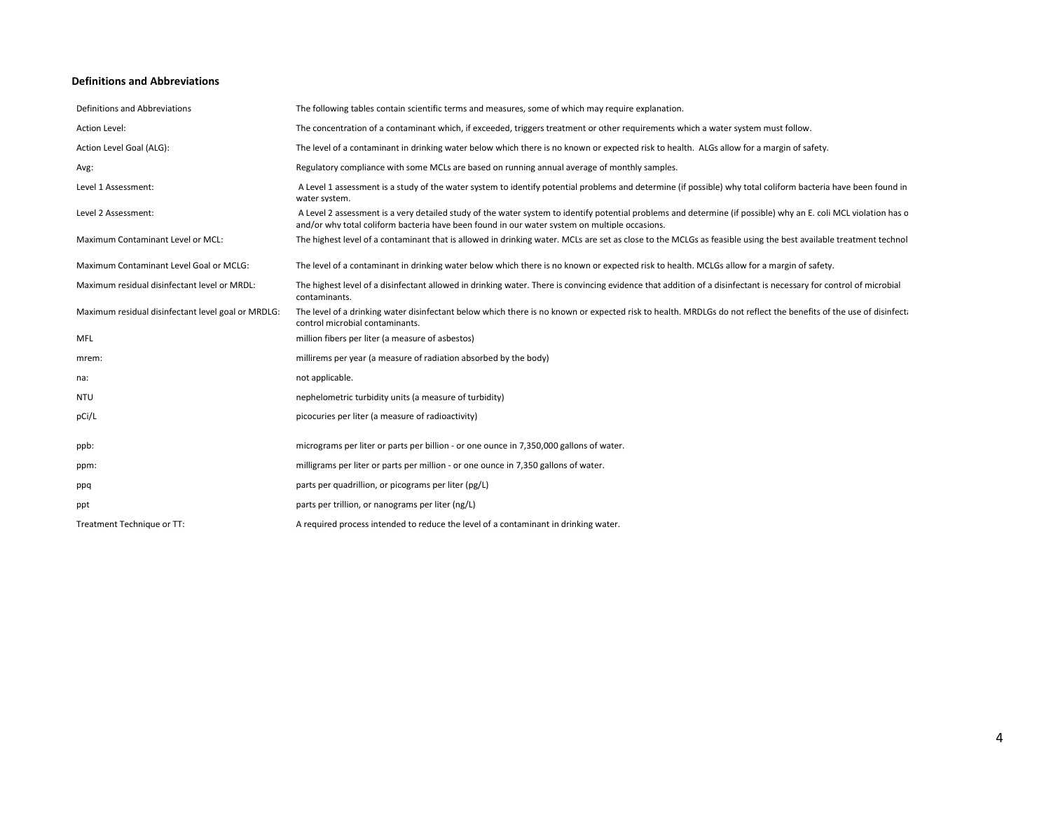**Definitions and Abbreviations**

| Definitions and Abbreviations | The following tables contain scientific terms and measures, some of which may require explanation. |
|---|---|
| Action Level: | The concentration of a contaminant which, if exceeded, triggers treatment or other requirements which a water system must follow. |
| Action Level Goal (ALG): | The level of a contaminant in drinking water below which there is no known or expected risk to health. ALGs allow for a margin of safety. |
| Avg: | Regulatory compliance with some MCLs are based on running annual average of monthly samples. |
| Level 1 Assessment: | A Level 1 assessment is a study of the water system to identify potential problems and determine (if possible) why total coliform bacteria have been found in water system. |
| Level 2 Assessment: | A Level 2 assessment is a very detailed study of the water system to identify potential problems and determine (if possible) why an E. coli MCL violation has o and/or why total coliform bacteria have been found in our water system on multiple occasions. |
| Maximum Contaminant Level or MCL: | The highest level of a contaminant that is allowed in drinking water. MCLs are set as close to the MCLGs as feasible using the best available treatment technol |
| Maximum Contaminant Level Goal or MCLG: | The level of a contaminant in drinking water below which there is no known or expected risk to health. MCLGs allow for a margin of safety. |
| Maximum residual disinfectant level or MRDL: | The highest level of a disinfectant allowed in drinking water. There is convincing evidence that addition of a disinfectant is necessary for control of microbial contaminants. |
| Maximum residual disinfectant level goal or MRDLG: | The level of a drinking water disinfectant below which there is no known or expected risk to health. MRDLGs do not reflect the benefits of the use of disinfect control microbial contaminants. |
| MFL | million fibers per liter (a measure of asbestos) |
| mrem: | millirems per year (a measure of radiation absorbed by the body) |
| na: | not applicable. |
| NTU | nephelometric turbidity units (a measure of turbidity) |
| pCi/L | picocuries per liter (a measure of radioactivity) |
| ppb: | micrograms per liter or parts per billion - or one ounce in 7,350,000 gallons of water. |
| ppm: | milligrams per liter or parts per million - or one ounce in 7,350 gallons of water. |
| ppq | parts per quadrillion, or picograms per liter (pg/L) |
| ppt | parts per trillion, or nanograms per liter (ng/L) |
| Treatment Technique or TT: | A required process intended to reduce the level of a contaminant in drinking water. |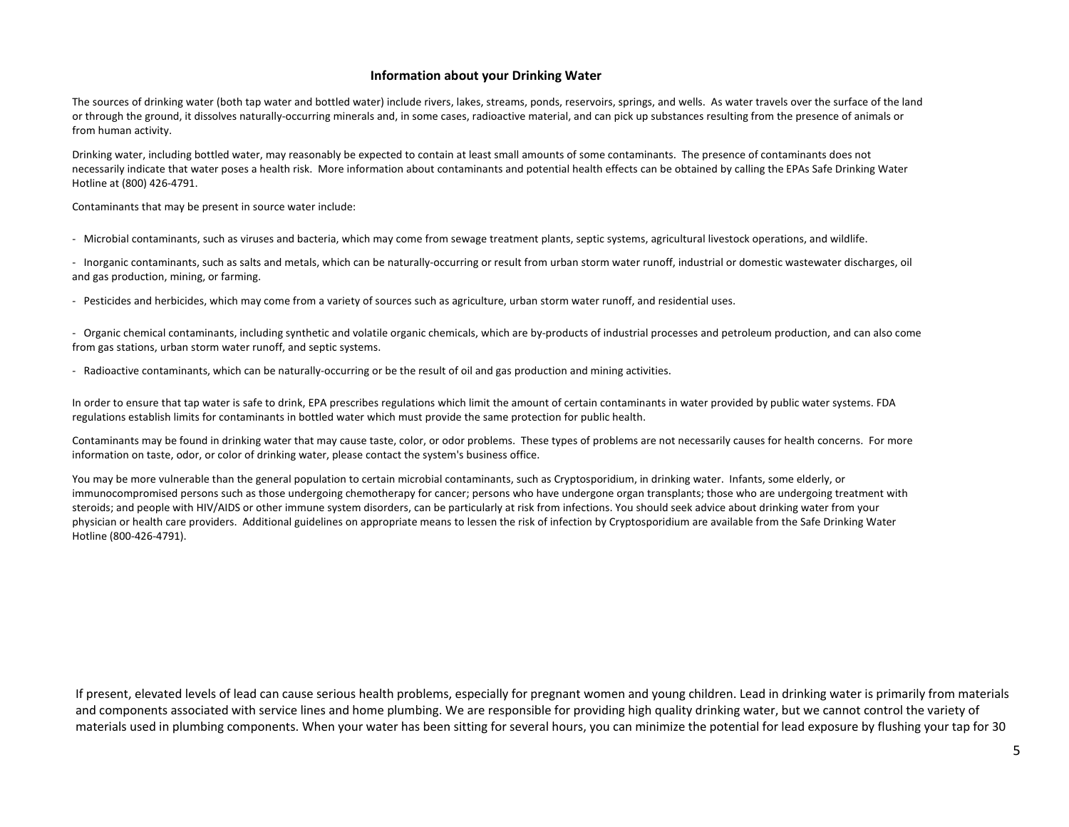## Information about your Drinking Water

The sources of drinking water (both tap water and bottled water) include rivers, lakes, streams, ponds, reservoirs, springs, and wells. As water travels over the surface of the land or through the ground, it dissolves naturally-occurring minerals and, in some cases, radioactive material, and can pick up substances resulting from the presence of animals or from human activity.

Drinking water, including bottled water, may reasonably be expected to contain at least small amounts of some contaminants. The presence of contaminants does not necessarily indicate that water poses a health risk. More information about contaminants and potential health effects can be obtained by calling the EPAs Safe Drinking Water Hotline at (800) 426-4791.

Contaminants that may be present in source water include:

- Microbial contaminants, such as viruses and bacteria, which may come from sewage treatment plants, septic systems, agricultural livestock operations, and wildlife.

- Inorganic contaminants, such as salts and metals, which can be naturally-occurring or result from urban storm water runoff, industrial or domestic wastewater discharges, oil and gas production, mining, or farming.

- Pesticides and herbicides, which may come from a variety of sources such as agriculture, urban storm water runoff, and residential uses.

- Organic chemical contaminants, including synthetic and volatile organic chemicals, which are by-products of industrial processes and petroleum production, and can also come from gas stations, urban storm water runoff, and septic systems.

- Radioactive contaminants, which can be naturally-occurring or be the result of oil and gas production and mining activities.

In order to ensure that tap water is safe to drink, EPA prescribes regulations which limit the amount of certain contaminants in water provided by public water systems. FDA regulations establish limits for contaminants in bottled water which must provide the same protection for public health.

Contaminants may be found in drinking water that may cause taste, color, or odor problems. These types of problems are not necessarily causes for health concerns. For more information on taste, odor, or color of drinking water, please contact the system's business office.

You may be more vulnerable than the general population to certain microbial contaminants, such as Cryptosporidium, in drinking water. Infants, some elderly, or immunocompromised persons such as those undergoing chemotherapy for cancer; persons who have undergone organ transplants; those who are undergoing treatment with steroids; and people with HIV/AIDS or other immune system disorders, can be particularly at risk from infections. You should seek advice about drinking water from your physician or health care providers. Additional guidelines on appropriate means to lessen the risk of infection by Cryptosporidium are available from the Safe Drinking Water Hotline (800-426-4791).

If present, elevated levels of lead can cause serious health problems, especially for pregnant women and young children. Lead in drinking water is primarily from materials and components associated with service lines and home plumbing. We are responsible for providing high quality drinking water, but we cannot control the variety of materials used in plumbing components. When your water has been sitting for several hours, you can minimize the potential for lead exposure by flushing your tap for 30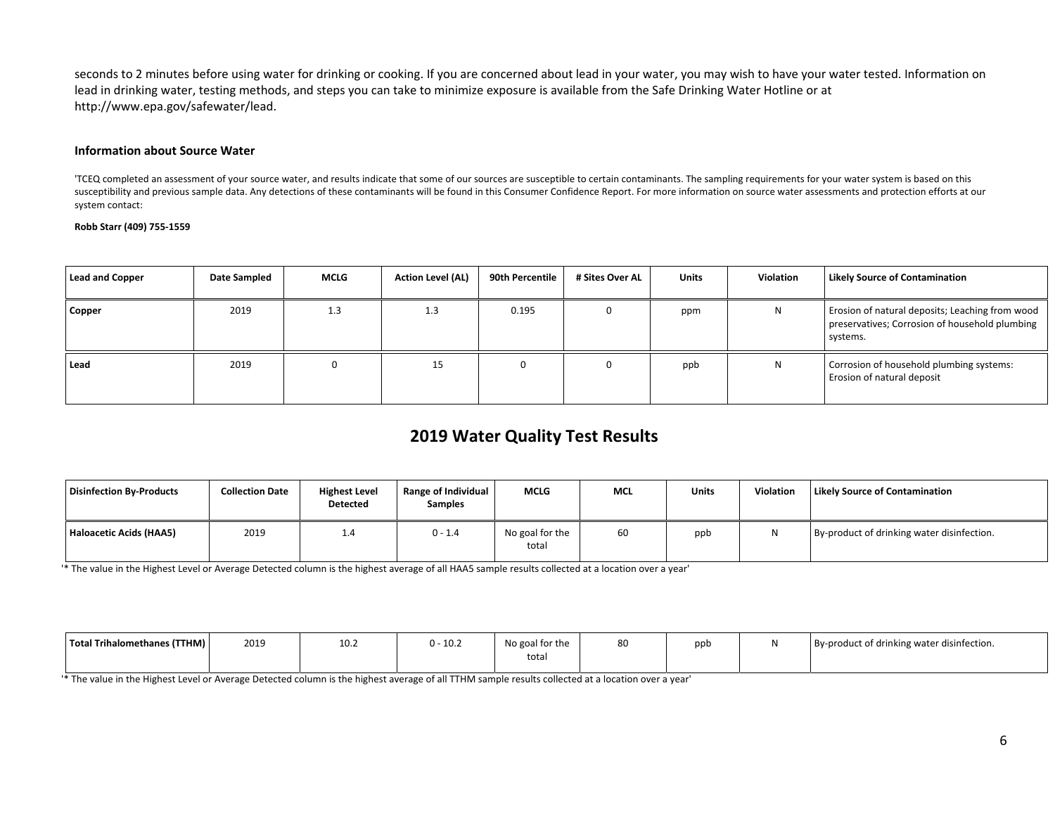seconds to 2 minutes before using water for drinking or cooking. If you are concerned about lead in your water, you may wish to have your water tested. Information on lead in drinking water, testing methods, and steps you can take to minimize exposure is available from the Safe Drinking Water Hotline or at http://www.epa.gov/safewater/lead.

### Information about Source Water

'TCEQ completed an assessment of your source water, and results indicate that some of our sources are susceptible to certain contaminants. The sampling requirements for your water system is based on this susceptibility and previous sample data. Any detections of these contaminants will be found in this Consumer Confidence Report. For more information on source water assessments and protection efforts at our system contact:

**Robb Starr (409) 755-1559**

| Lead and Copper | Date Sampled | MCLG | Action Level (AL) | 90th Percentile | # Sites Over AL | Units | Violation | Likely Source of Contamination |
|---|---|---|---|---|---|---|---|---|
| **Copper** | 2019 | 1.3 | 1.3 | 0.195 | 0 | ppm | N | Erosion of natural deposits; Leaching from wood preservatives; Corrosion of household plumbing systems. |
| **Lead** | 2019 | 0 | 15 | 0 | 0 | ppb | N | Corrosion of household plumbing systems: Erosion of natural deposit |

## 2019 Water Quality Test Results

| Disinfection By-Products | Collection Date | Highest Level Detected | Range of Individual Samples | MCLG | MCL | Units | Violation | Likely Source of Contamination |
|---|---|---|---|---|---|---|---|---|
| **Haloacetic Acids (HAA5)** | 2019 | 1.4 | 0 - 1.4 | No goal for the total | 60 | ppb | N | By-product of drinking water disinfection. |

'* The value in the Highest Level or Average Detected column is the highest average of all HAA5 sample results collected at a location over a year'

| Disinfection By-Products | Collection Date | Highest Level Detected | Range of Individual Samples | MCLG | MCL | Units | Violation | Likely Source of Contamination |
|---|---|---|---|---|---|---|---|---|
| **Total Trihalomethanes (TTHM)** | 2019 | 10.2 | 0 - 10.2 | No goal for the total | 80 | ppb | N | By-product of drinking water disinfection. |

'* The value in the Highest Level or Average Detected column is the highest average of all TTHM sample results collected at a location over a year'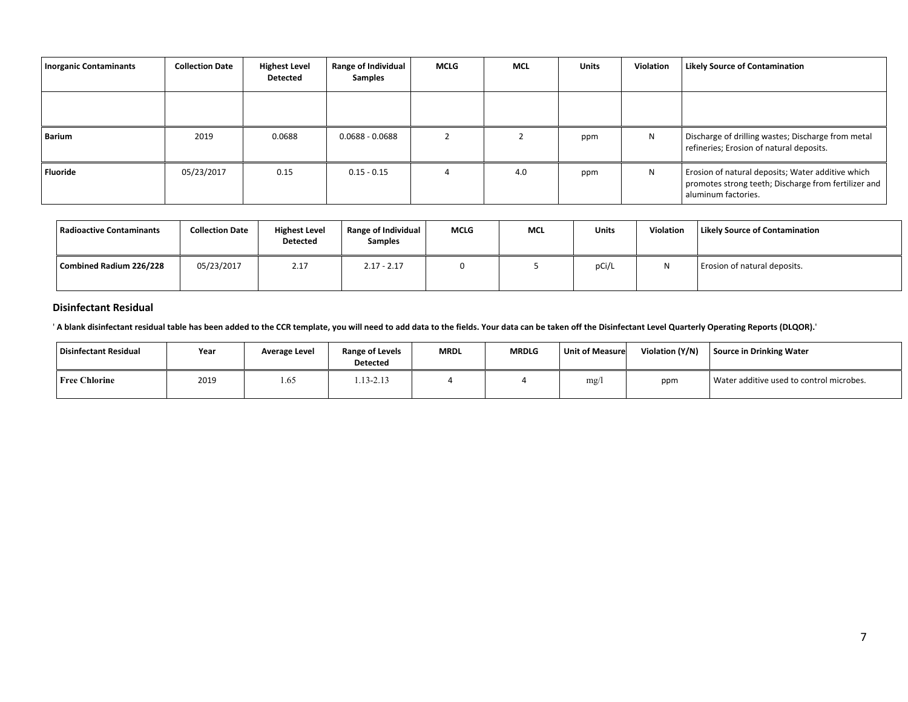| Inorganic Contaminants | Collection Date | Highest Level Detected | Range of Individual Samples | MCLG | MCL | Units | Violation | Likely Source of Contamination |
|---|---|---|---|---|---|---|---|---|
| | | | | | | | | |
| **Barium** | 2019 | 0.0688 | 0.0688 - 0.0688 | 2 | 2 | ppm | N | Discharge of drilling wastes; Discharge from metal refineries; Erosion of natural deposits. |
| **Fluoride** | 05/23/2017 | 0.15 | 0.15 - 0.15 | 4 | 4.0 | ppm | N | Erosion of natural deposits; Water additive which promotes strong teeth; Discharge from fertilizer and aluminum factories. |

| Radioactive Contaminants | Collection Date | Highest Level Detected | Range of Individual Samples | MCLG | MCL | Units | Violation | Likely Source of Contamination |
|---|---|---|---|---|---|---|---|---|
| **Combined Radium 226/228** | 05/23/2017 | 2.17 | 2.17 - 2.17 | 0 | 5 | pCi/L | N | Erosion of natural deposits. |

## Disinfectant Residual

**' A blank disinfectant residual table has been added to the CCR template, you will need to add data to the fields. Your data can be taken off the Disinfectant Level Quarterly Operating Reports (DLQOR).'**

| Disinfectant Residual | Year | Average Level | Range of Levels Detected | MRDL | MRDLG | Unit of Measure | Violation (Y/N) | Source in Drinking Water |
|---|---|---|---|---|---|---|---|---|
| **Free Chlorine** | 2019 | 1.65 | 1.13-2.13 | 4 | 4 | mg/l | ppm | Water additive used to control microbes. |